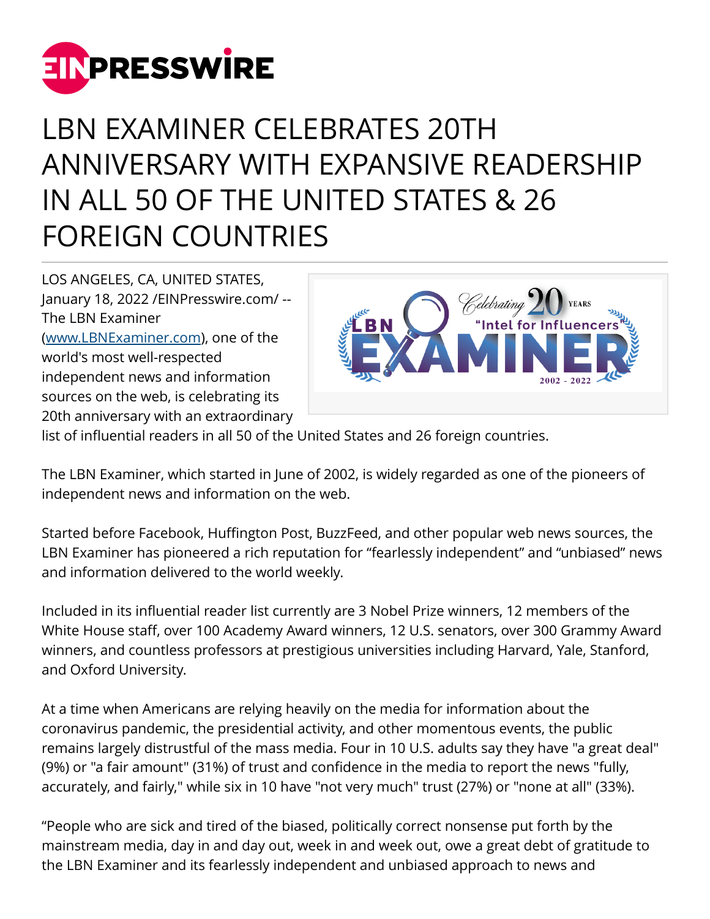# LBN EXAMINER CELEBRATES 20TH ANNIVERSARY WITH EXPANSIVE READERSHIP IN ALL 50 OF THE UNITED STATES & 26 FOREIGN COUNTRIES

LOS ANGELES, CA, UNITED STATES, January 18, 2022 /EINPresswire.com/ -- The LBN Examiner (www.LBNExaminer.com), one of the world's most well-respected independent news and information sources on the web, is celebrating its 20th anniversary with an extraordinary list of influential readers in all 50 of the United States and 26 foreign countries.

The LBN Examiner, which started in June of 2002, is widely regarded as one of the pioneers of independent news and information on the web.

Started before Facebook, Huffington Post, BuzzFeed, and other popular web news sources, the LBN Examiner has pioneered a rich reputation for “fearlessly independent” and “unbiased” news and information delivered to the world weekly.

Included in its influential reader list currently are 3 Nobel Prize winners, 12 members of the White House staff, over 100 Academy Award winners, 12 U.S. senators, over 300 Grammy Award winners, and countless professors at prestigious universities including Harvard, Yale, Stanford, and Oxford University.

At a time when Americans are relying heavily on the media for information about the coronavirus pandemic, the presidential activity, and other momentous events, the public remains largely distrustful of the mass media. Four in 10 U.S. adults say they have "a great deal" (9%) or "a fair amount" (31%) of trust and confidence in the media to report the news "fully, accurately, and fairly," while six in 10 have "not very much" trust (27%) or "none at all" (33%).

“People who are sick and tired of the biased, politically correct nonsense put forth by the mainstream media, day in and day out, week in and week out, owe a great debt of gratitude to the LBN Examiner and its fearlessly independent and unbiased approach to news and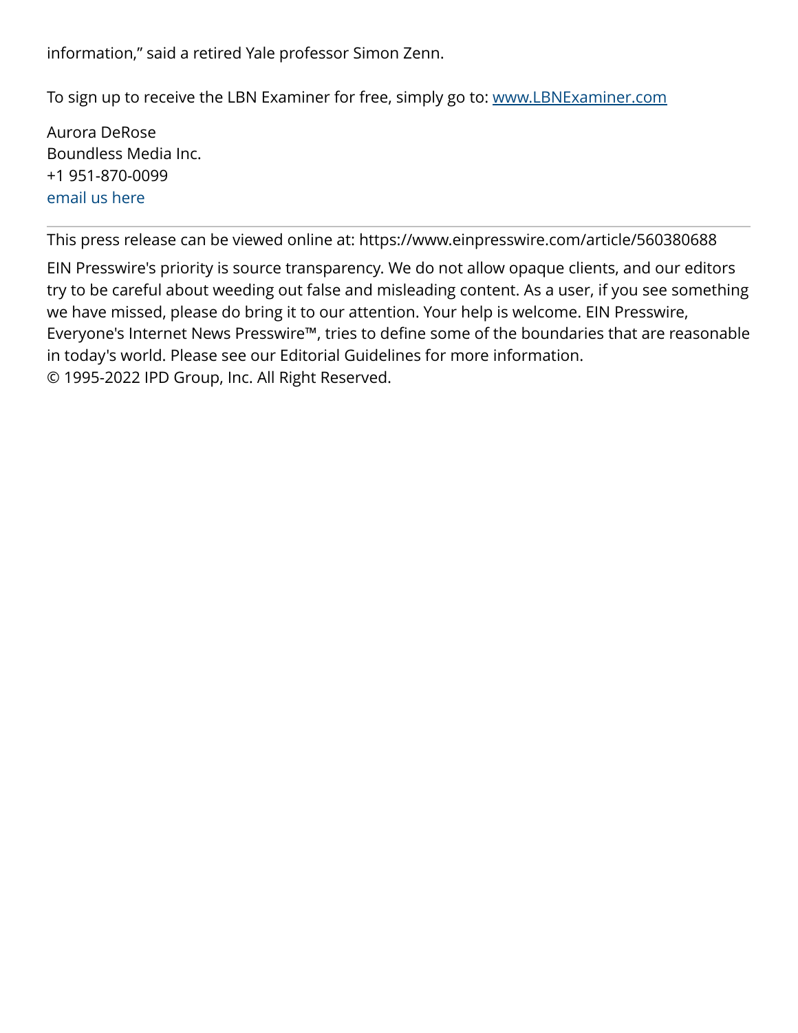information," said a retired Yale professor Simon Zenn.

To sign up to receive the LBN Examiner for free, simply go to: www.LBNExaminer.com

Aurora DeRose
Boundless Media Inc.
+1 951-870-0099
email us here

---

This press release can be viewed online at: https://www.einpresswire.com/article/560380688

EIN Presswire's priority is source transparency. We do not allow opaque clients, and our editors try to be careful about weeding out false and misleading content. As a user, if you see something we have missed, please do bring it to our attention. Your help is welcome. EIN Presswire, Everyone's Internet News Presswire™, tries to define some of the boundaries that are reasonable in today's world. Please see our Editorial Guidelines for more information.
© 1995-2022 IPD Group, Inc. All Right Reserved.